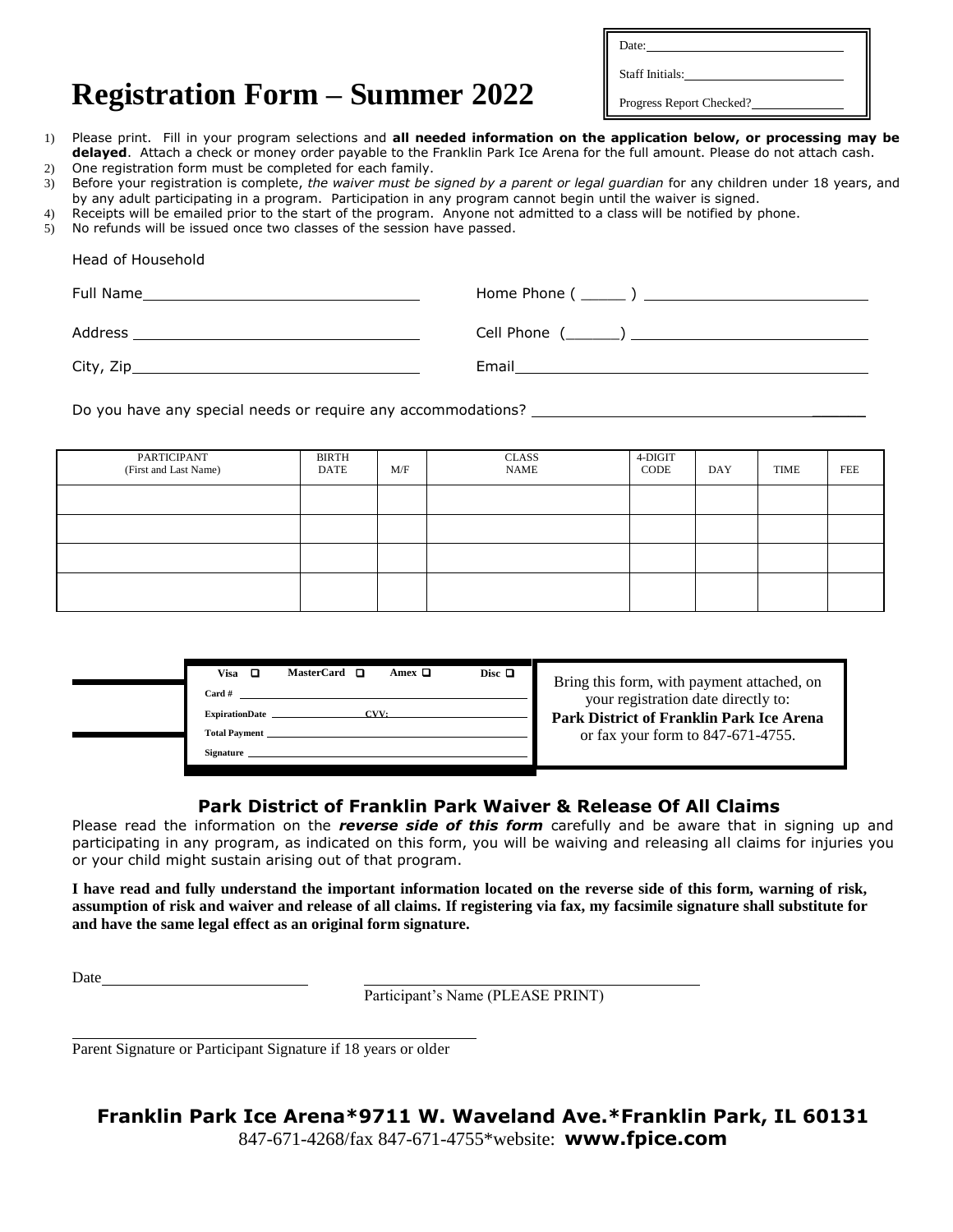Date: ____________________

Staff Initials: ____________________

Progress Report Checked? ____________

# Registration Form – Summer 2022

1) Please print. Fill in your program selections and **all needed information on the application below, or processing may be delayed**. Attach a check or money order payable to the Franklin Park Ice Arena for the full amount. Please do not attach cash.
2) One registration form must be completed for each family.
3) Before your registration is complete, *the waiver must be signed by a parent or legal guardian* for any children under 18 years, and by any adult participating in a program. Participation in any program cannot begin until the waiver is signed.
4) Receipts will be emailed prior to the start of the program. Anyone not admitted to a class will be notified by phone.
5) No refunds will be issued once two classes of the session have passed.

Head of Household

Full Name ______________________________ Home Phone ( _____ ) ______________________

Address ______________________________ Cell Phone (______) ______________________

City, Zip ______________________________ Email ______________________________

Do you have any special needs or require any accommodations? ______________________________

| PARTICIPANT (First and Last Name) | BIRTH DATE | M/F | CLASS NAME | 4-DIGIT CODE | DAY | TIME | FEE |
|---|---|---|---|---|---|---|---|
| | | | | | | | |
| | | | | | | | |
| | | | | | | | |
| | | | | | | | |

**Visa** ☐ **MasterCard** ☐ **Amex** ☐ **Disc** ☐

**Card #** ______________________________

**ExpirationDate** ______________ **CVV:** ______________

**Total Payment** ______________________________

**Signature** ______________________________

Bring this form, with payment attached, on your registration date directly to:
**Park District of Franklin Park Ice Arena**
or fax your form to 847-671-4755.

## Park District of Franklin Park Waiver & Release Of All Claims

Please read the information on the ***reverse side of this form*** carefully and be aware that in signing up and participating in any program, as indicated on this form, you will be waiving and releasing all claims for injuries you or your child might sustain arising out of that program.

**I have read and fully understand the important information located on the reverse side of this form, warning of risk, assumption of risk and waiver and release of all claims. If registering via fax, my facsimile signature shall substitute for and have the same legal effect as an original form signature.**

Date ______________________ ______________________________
Participant's Name (PLEASE PRINT)

______________________________
Parent Signature or Participant Signature if 18 years or older

**Franklin Park Ice Arena*9711 W. Waveland Ave.*Franklin Park, IL 60131**
847-671-4268/fax 847-671-4755*website: **www.fpice.com**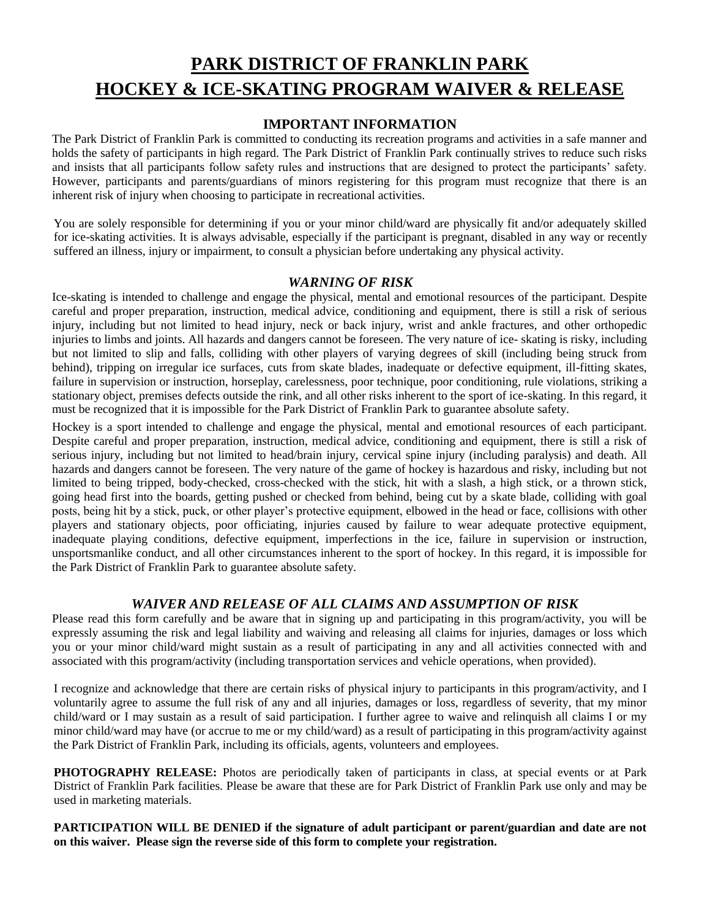# PARK DISTRICT OF FRANKLIN PARK
# HOCKEY & ICE-SKATING PROGRAM WAIVER & RELEASE

### IMPORTANT INFORMATION

The Park District of Franklin Park is committed to conducting its recreation programs and activities in a safe manner and holds the safety of participants in high regard. The Park District of Franklin Park continually strives to reduce such risks and insists that all participants follow safety rules and instructions that are designed to protect the participants' safety. However, participants and parents/guardians of minors registering for this program must recognize that there is an inherent risk of injury when choosing to participate in recreational activities.

You are solely responsible for determining if you or your minor child/ward are physically fit and/or adequately skilled for ice-skating activities. It is always advisable, especially if the participant is pregnant, disabled in any way or recently suffered an illness, injury or impairment, to consult a physician before undertaking any physical activity.

### *WARNING OF RISK*

Ice-skating is intended to challenge and engage the physical, mental and emotional resources of the participant. Despite careful and proper preparation, instruction, medical advice, conditioning and equipment, there is still a risk of serious injury, including but not limited to head injury, neck or back injury, wrist and ankle fractures, and other orthopedic injuries to limbs and joints. All hazards and dangers cannot be foreseen. The very nature of ice- skating is risky, including but not limited to slip and falls, colliding with other players of varying degrees of skill (including being struck from behind), tripping on irregular ice surfaces, cuts from skate blades, inadequate or defective equipment, ill-fitting skates, failure in supervision or instruction, horseplay, carelessness, poor technique, poor conditioning, rule violations, striking a stationary object, premises defects outside the rink, and all other risks inherent to the sport of ice-skating. In this regard, it must be recognized that it is impossible for the Park District of Franklin Park to guarantee absolute safety.

Hockey is a sport intended to challenge and engage the physical, mental and emotional resources of each participant. Despite careful and proper preparation, instruction, medical advice, conditioning and equipment, there is still a risk of serious injury, including but not limited to head/brain injury, cervical spine injury (including paralysis) and death. All hazards and dangers cannot be foreseen. The very nature of the game of hockey is hazardous and risky, including but not limited to being tripped, body-checked, cross-checked with the stick, hit with a slash, a high stick, or a thrown stick, going head first into the boards, getting pushed or checked from behind, being cut by a skate blade, colliding with goal posts, being hit by a stick, puck, or other player's protective equipment, elbowed in the head or face, collisions with other players and stationary objects, poor officiating, injuries caused by failure to wear adequate protective equipment, inadequate playing conditions, defective equipment, imperfections in the ice, failure in supervision or instruction, unsportsmanlike conduct, and all other circumstances inherent to the sport of hockey. In this regard, it is impossible for the Park District of Franklin Park to guarantee absolute safety.

### *WAIVER AND RELEASE OF ALL CLAIMS AND ASSUMPTION OF RISK*

Please read this form carefully and be aware that in signing up and participating in this program/activity, you will be expressly assuming the risk and legal liability and waiving and releasing all claims for injuries, damages or loss which you or your minor child/ward might sustain as a result of participating in any and all activities connected with and associated with this program/activity (including transportation services and vehicle operations, when provided).

I recognize and acknowledge that there are certain risks of physical injury to participants in this program/activity, and I voluntarily agree to assume the full risk of any and all injuries, damages or loss, regardless of severity, that my minor child/ward or I may sustain as a result of said participation. I further agree to waive and relinquish all claims I or my minor child/ward may have (or accrue to me or my child/ward) as a result of participating in this program/activity against the Park District of Franklin Park, including its officials, agents, volunteers and employees.

**PHOTOGRAPHY RELEASE:** Photos are periodically taken of participants in class, at special events or at Park District of Franklin Park facilities. Please be aware that these are for Park District of Franklin Park use only and may be used in marketing materials.

**PARTICIPATION WILL BE DENIED if the signature of adult participant or parent/guardian and date are not on this waiver. Please sign the reverse side of this form to complete your registration.**